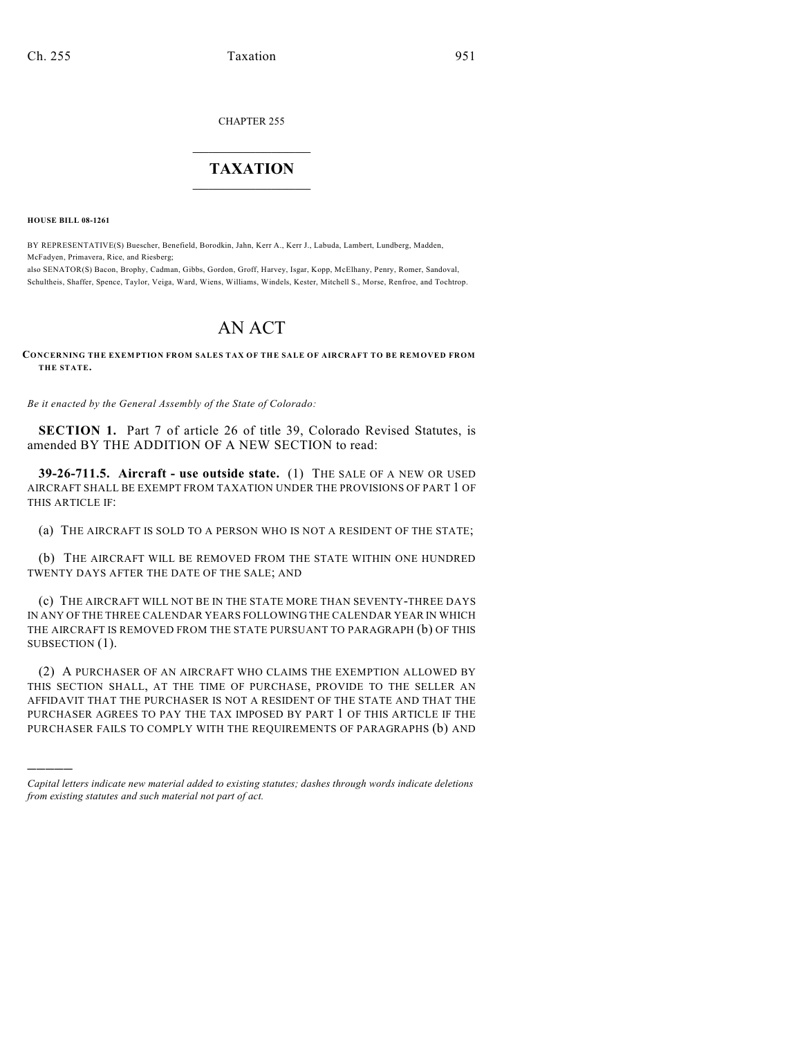CHAPTER 255

# TAXATION

**HOUSE BILL 08-1261**

BY REPRESENTATIVE(S) Buescher, Benefield, Borodkin, Jahn, Kerr A., Kerr J., Labuda, Lambert, Lundberg, Madden, McFadyen, Primavera, Rice, and Riesberg;
also SENATOR(S) Bacon, Brophy, Cadman, Gibbs, Gordon, Groff, Harvey, Isgar, Kopp, McElhany, Penry, Romer, Sandoval, Schultheis, Shaffer, Spence, Taylor, Veiga, Ward, Wiens, Williams, Windels, Kester, Mitchell S., Morse, Renfroe, and Tochtrop.

# AN ACT

**CONCERNING THE EXEMPTION FROM SALES TAX OF THE SALE OF AIRCRAFT TO BE REMOVED FROM THE STATE.**

*Be it enacted by the General Assembly of the State of Colorado:*

**SECTION 1.** Part 7 of article 26 of title 39, Colorado Revised Statutes, is amended BY THE ADDITION OF A NEW SECTION to read:

**39-26-711.5. Aircraft - use outside state.** (1) THE SALE OF A NEW OR USED AIRCRAFT SHALL BE EXEMPT FROM TAXATION UNDER THE PROVISIONS OF PART 1 OF THIS ARTICLE IF:

(a) THE AIRCRAFT IS SOLD TO A PERSON WHO IS NOT A RESIDENT OF THE STATE;

(b) THE AIRCRAFT WILL BE REMOVED FROM THE STATE WITHIN ONE HUNDRED TWENTY DAYS AFTER THE DATE OF THE SALE; AND

(c) THE AIRCRAFT WILL NOT BE IN THE STATE MORE THAN SEVENTY-THREE DAYS IN ANY OF THE THREE CALENDAR YEARS FOLLOWING THE CALENDAR YEAR IN WHICH THE AIRCRAFT IS REMOVED FROM THE STATE PURSUANT TO PARAGRAPH (b) OF THIS SUBSECTION (1).

(2) A PURCHASER OF AN AIRCRAFT WHO CLAIMS THE EXEMPTION ALLOWED BY THIS SECTION SHALL, AT THE TIME OF PURCHASE, PROVIDE TO THE SELLER AN AFFIDAVIT THAT THE PURCHASER IS NOT A RESIDENT OF THE STATE AND THAT THE PURCHASER AGREES TO PAY THE TAX IMPOSED BY PART 1 OF THIS ARTICLE IF THE PURCHASER FAILS TO COMPLY WITH THE REQUIREMENTS OF PARAGRAPHS (b) AND

---

*Capital letters indicate new material added to existing statutes; dashes through words indicate deletions from existing statutes and such material not part of act.*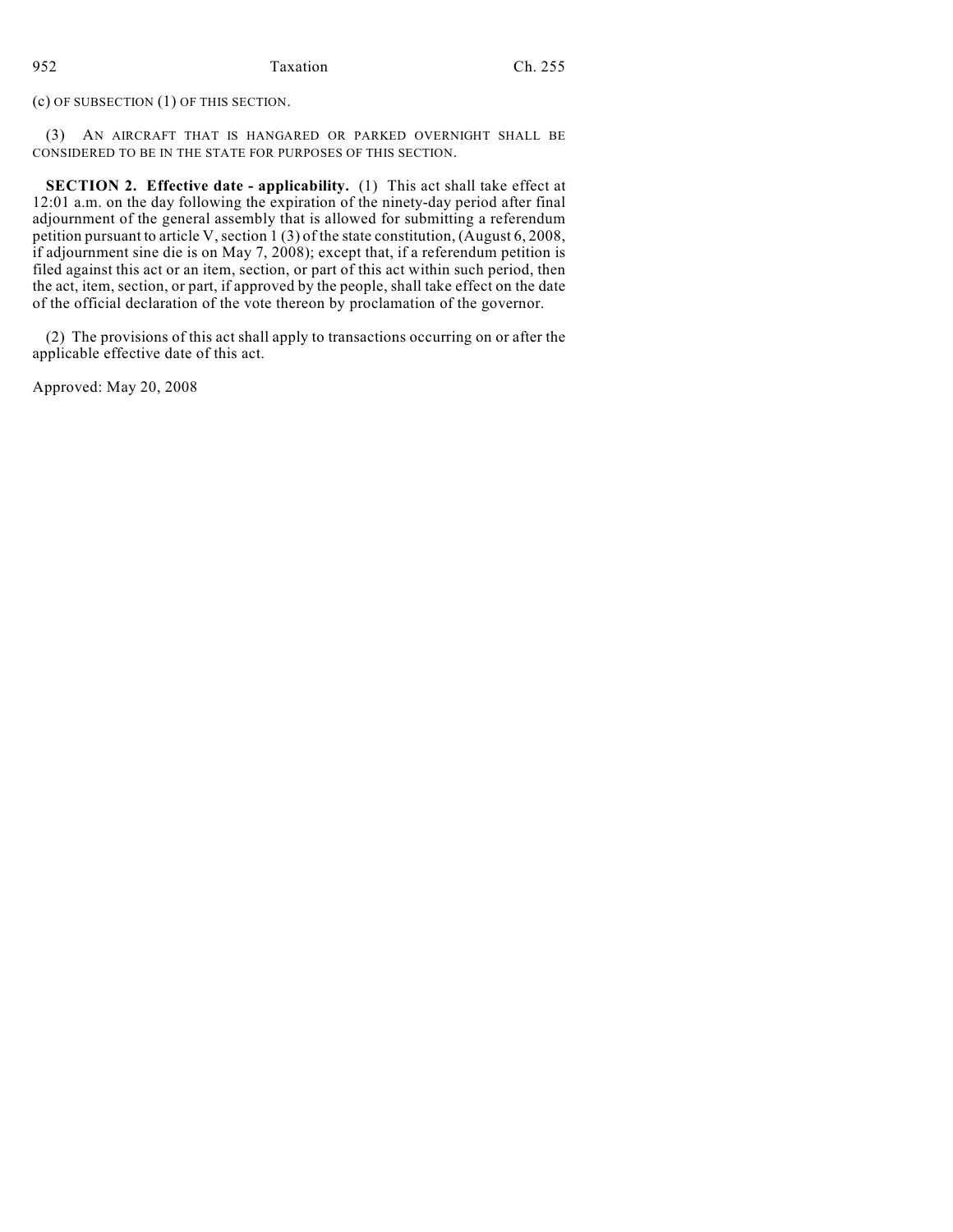(c) OF SUBSECTION (1) OF THIS SECTION.

(3) AN AIRCRAFT THAT IS HANGARED OR PARKED OVERNIGHT SHALL BE CONSIDERED TO BE IN THE STATE FOR PURPOSES OF THIS SECTION.

**SECTION 2. Effective date - applicability.** (1) This act shall take effect at 12:01 a.m. on the day following the expiration of the ninety-day period after final adjournment of the general assembly that is allowed for submitting a referendum petition pursuant to article V, section 1 (3) of the state constitution, (August 6, 2008, if adjournment sine die is on May 7, 2008); except that, if a referendum petition is filed against this act or an item, section, or part of this act within such period, then the act, item, section, or part, if approved by the people, shall take effect on the date of the official declaration of the vote thereon by proclamation of the governor.

(2) The provisions of this act shall apply to transactions occurring on or after the applicable effective date of this act.

Approved: May 20, 2008